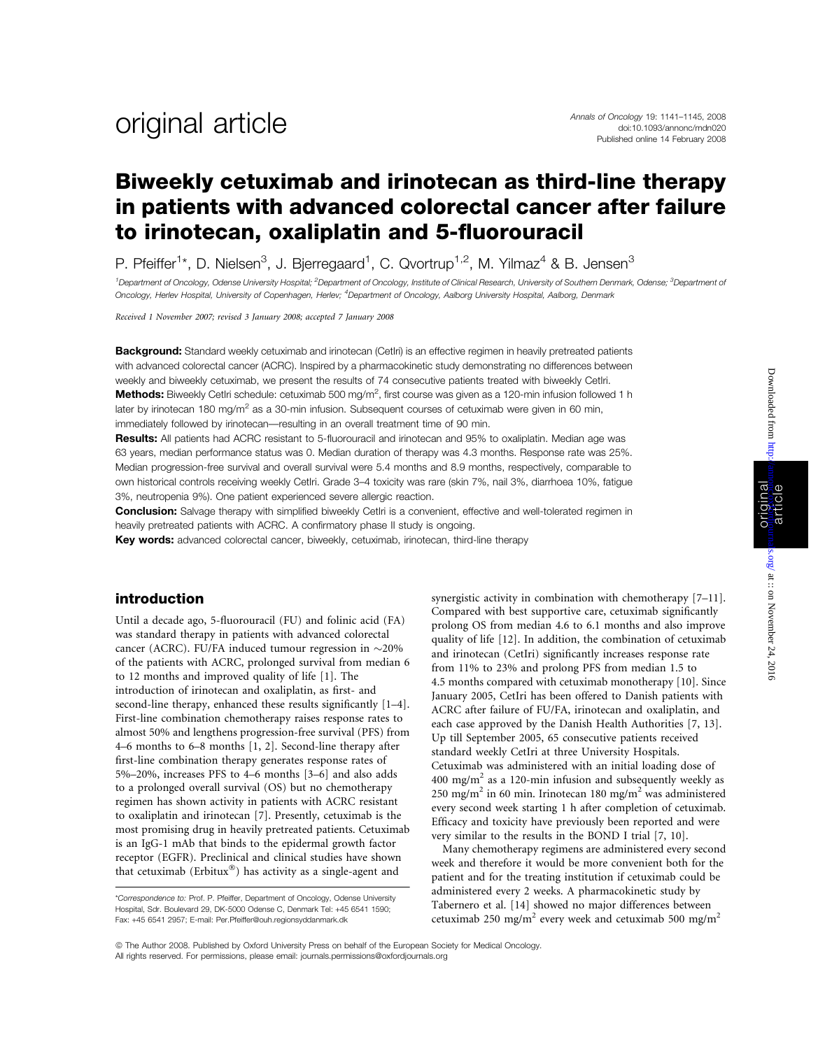# Biweekly cetuximab and irinotecan as third-line therapy in patients with advanced colorectal cancer after failure to irinotecan, oxaliplatin and 5-fluorouracil

P. Pfeiffer[1]*, D. Nielsen[3], J. Bjerregaard[1], C. Qvortrup[1,2], M. Yilmaz[4] & B. Jensen[3]

[1]Department of Oncology, Odense University Hospital; [2]Department of Oncology, Institute of Clinical Research, University of Southern Denmark, Odense; [3]Department of Oncology, Herlev Hospital, University of Copenhagen, Herlev; [4]Department of Oncology, Aalborg University Hospital, Aalborg, Denmark

*Received 1 November 2007; revised 3 January 2008; accepted 7 January 2008*

**Background:** Standard weekly cetuximab and irinotecan (CetIri) is an effective regimen in heavily pretreated patients with advanced colorectal cancer (ACRC). Inspired by a pharmacokinetic study demonstrating no differences between weekly and biweekly cetuximab, we present the results of 74 consecutive patients treated with biweekly CetIri.

**Methods:** Biweekly CetIri schedule: cetuximab 500 mg/m$^2$, first course was given as a 120-min infusion followed 1 h later by irinotecan 180 mg/m$^2$ as a 30-min infusion. Subsequent courses of cetuximab were given in 60 min, immediately followed by irinotecan—resulting in an overall treatment time of 90 min.

**Results:** All patients had ACRC resistant to 5-fluorouracil and irinotecan and 95% to oxaliplatin. Median age was 63 years, median performance status was 0. Median duration of therapy was 4.3 months. Response rate was 25%. Median progression-free survival and overall survival were 5.4 months and 8.9 months, respectively, comparable to own historical controls receiving weekly CetIri. Grade 3–4 toxicity was rare (skin 7%, nail 3%, diarrhoea 10%, fatigue 3%, neutropenia 9%). One patient experienced severe allergic reaction.

**Conclusion:** Salvage therapy with simplified biweekly CetIri is a convenient, effective and well-tolerated regimen in heavily pretreated patients with ACRC. A confirmatory phase II study is ongoing.

**Key words:** advanced colorectal cancer, biweekly, cetuximab, irinotecan, third-line therapy

## introduction

Until a decade ago, 5-fluorouracil (FU) and folinic acid (FA) was standard therapy in patients with advanced colorectal cancer (ACRC). FU/FA induced tumour regression in ∼20% of the patients with ACRC, prolonged survival from median 6 to 12 months and improved quality of life [1]. The introduction of irinotecan and oxaliplatin, as first- and second-line therapy, enhanced these results significantly [1–4]. First-line combination chemotherapy raises response rates to almost 50% and lengthens progression-free survival (PFS) from 4–6 months to 6–8 months [1, 2]. Second-line therapy after first-line combination therapy generates response rates of 5%–20%, increases PFS to 4–6 months [3–6] and also adds to a prolonged overall survival (OS) but no chemotherapy regimen has shown activity in patients with ACRC resistant to oxaliplatin and irinotecan [7]. Presently, cetuximab is the most promising drug in heavily pretreated patients. Cetuximab is an IgG-1 mAb that binds to the epidermal growth factor receptor (EGFR). Preclinical and clinical studies have shown that cetuximab (Erbitux®) has activity as a single-agent and synergistic activity in combination with chemotherapy [7–11]. Compared with best supportive care, cetuximab significantly prolong OS from median 4.6 to 6.1 months and also improve quality of life [12]. In addition, the combination of cetuximab and irinotecan (CetIri) significantly increases response rate from 11% to 23% and prolong PFS from median 1.5 to 4.5 months compared with cetuximab monotherapy [10]. Since January 2005, CetIri has been offered to Danish patients with ACRC after failure of FU/FA, irinotecan and oxaliplatin, and each case approved by the Danish Health Authorities [7, 13]. Up till September 2005, 65 consecutive patients received standard weekly CetIri at three University Hospitals. Cetuximab was administered with an initial loading dose of 400 mg/m$^2$ as a 120-min infusion and subsequently weekly as 250 mg/m$^2$ in 60 min. Irinotecan 180 mg/m$^2$ was administered every second week starting 1 h after completion of cetuximab. Efficacy and toxicity have previously been reported and were very similar to the results in the BOND I trial [7, 10].

Many chemotherapy regimens are administered every second week and therefore it would be more convenient both for the patient and for the treating institution if cetuximab could be administered every 2 weeks. A pharmacokinetic study by Tabernero et al. [14] showed no major differences between cetuximab 250 mg/m$^2$ every week and cetuximab 500 mg/m$^2$

*Correspondence to: Prof. P. Pfeiffer, Department of Oncology, Odense University Hospital, Sdr. Boulevard 29, DK-5000 Odense C, Denmark Tel: +45 6541 1590; Fax: +45 6541 2957; E-mail: Per.Pfeiffer@ouh.regionsyddanmark.dk

© The Author 2008. Published by Oxford University Press on behalf of the European Society for Medical Oncology. All rights reserved. For permissions, please email: journals.permissions@oxfordjournals.org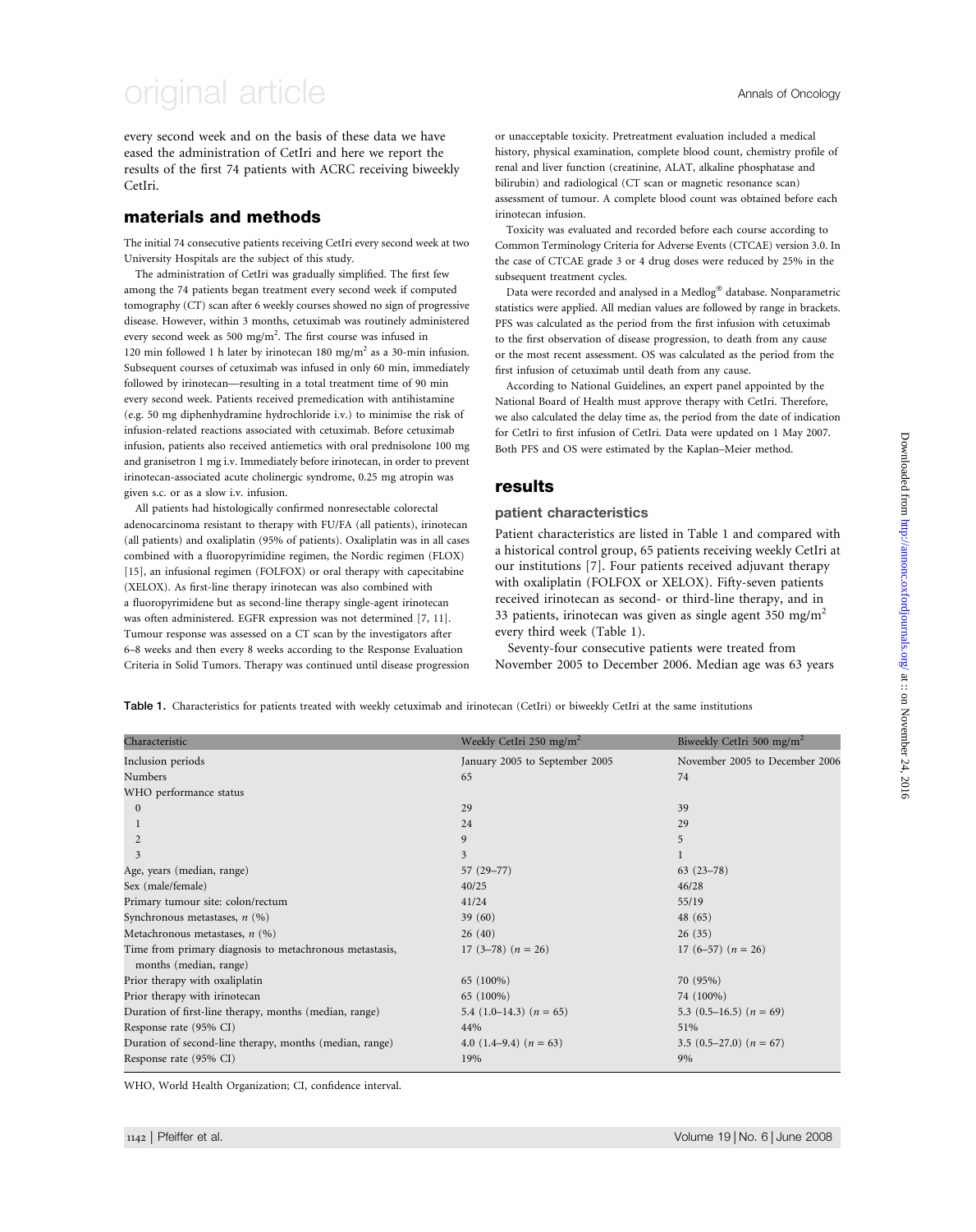every second week and on the basis of these data we have eased the administration of CetIri and here we report the results of the first 74 patients with ACRC receiving biweekly CetIri.

## materials and methods

The initial 74 consecutive patients receiving CetIri every second week at two University Hospitals are the subject of this study.

The administration of CetIri was gradually simplified. The first few among the 74 patients began treatment every second week if computed tomography (CT) scan after 6 weekly courses showed no sign of progressive disease. However, within 3 months, cetuximab was routinely administered every second week as 500 mg/m$^2$. The first course was infused in 120 min followed 1 h later by irinotecan 180 mg/m$^2$ as a 30-min infusion. Subsequent courses of cetuximab was infused in only 60 min, immediately followed by irinotecan—resulting in a total treatment time of 90 min every second week. Patients received premedication with antihistamine (e.g. 50 mg diphenhydramine hydrochloride i.v.) to minimise the risk of infusion-related reactions associated with cetuximab. Before cetuximab infusion, patients also received antiemetics with oral prednisolone 100 mg and granisetron 1 mg i.v. Immediately before irinotecan, in order to prevent irinotecan-associated acute cholinergic syndrome, 0.25 mg atropin was given s.c. or as a slow i.v. infusion.

All patients had histologically confirmed nonresectable colorectal adenocarcinoma resistant to therapy with FU/FA (all patients), irinotecan (all patients) and oxaliplatin (95% of patients). Oxaliplatin was in all cases combined with a fluoropyrimidine regimen, the Nordic regimen (FLOX) [15], an infusional regimen (FOLFOX) or oral therapy with capecitabine (XELOX). As first-line therapy irinotecan was also combined with a fluoropyrimidene but as second-line therapy single-agent irinotecan was often administered. EGFR expression was not determined [7, 11]. Tumour response was assessed on a CT scan by the investigators after 6–8 weeks and then every 8 weeks according to the Response Evaluation Criteria in Solid Tumors. Therapy was continued until disease progression or unacceptable toxicity. Pretreatment evaluation included a medical history, physical examination, complete blood count, chemistry profile of renal and liver function (creatinine, ALAT, alkaline phosphatase and bilirubin) and radiological (CT scan or magnetic resonance scan) assessment of tumour. A complete blood count was obtained before each irinotecan infusion.

Toxicity was evaluated and recorded before each course according to Common Terminology Criteria for Adverse Events (CTCAE) version 3.0. In the case of CTCAE grade 3 or 4 drug doses were reduced by 25% in the subsequent treatment cycles.

Data were recorded and analysed in a Medlog® database. Nonparametric statistics were applied. All median values are followed by range in brackets. PFS was calculated as the period from the first infusion with cetuximab to the first observation of disease progression, to death from any cause or the most recent assessment. OS was calculated as the period from the first infusion of cetuximab until death from any cause.

According to National Guidelines, an expert panel appointed by the National Board of Health must approve therapy with CetIri. Therefore, we also calculated the delay time as, the period from the date of indication for CetIri to first infusion of CetIri. Data were updated on 1 May 2007. Both PFS and OS were estimated by the Kaplan–Meier method.

## results

### patient characteristics

Patient characteristics are listed in Table 1 and compared with a historical control group, 65 patients receiving weekly CetIri at our institutions [7]. Four patients received adjuvant therapy with oxaliplatin (FOLFOX or XELOX). Fifty-seven patients received irinotecan as second- or third-line therapy, and in 33 patients, irinotecan was given as single agent 350 mg/m$^2$ every third week (Table 1).

Seventy-four consecutive patients were treated from November 2005 to December 2006. Median age was 63 years

**Table 1.** Characteristics for patients treated with weekly cetuximab and irinotecan (CetIri) or biweekly CetIri at the same institutions

| Characteristic | Weekly CetIri 250 mg/m$^2$ | Biweekly CetIri 500 mg/m$^2$ |
|---|---|---|
| Inclusion periods | January 2005 to September 2005 | November 2005 to December 2006 |
| Numbers | 65 | 74 |
| WHO performance status | | |
| 0 | 29 | 39 |
| 1 | 24 | 29 |
| 2 | 9 | 5 |
| 3 | 3 | 1 |
| Age, years (median, range) | 57 (29–77) | 63 (23–78) |
| Sex (male/female) | 40/25 | 46/28 |
| Primary tumour site: colon/rectum | 41/24 | 55/19 |
| Synchronous metastases, $n$ (%) | 39 (60) | 48 (65) |
| Metachronous metastases, $n$ (%) | 26 (40) | 26 (35) |
| Time from primary diagnosis to metachronous metastasis, months (median, range) | 17 (3–78) ($n$ = 26) | 17 (6–57) ($n$ = 26) |
| Prior therapy with oxaliplatin | 65 (100%) | 70 (95%) |
| Prior therapy with irinotecan | 65 (100%) | 74 (100%) |
| Duration of first-line therapy, months (median, range) | 5.4 (1.0–14.3) ($n$ = 65) | 5.3 (0.5–16.5) ($n$ = 69) |
| Response rate (95% CI) | 44% | 51% |
| Duration of second-line therapy, months (median, range) | 4.0 (1.4–9.4) ($n$ = 63) | 3.5 (0.5–27.0) ($n$ = 67) |
| Response rate (95% CI) | 19% | 9% |

WHO, World Health Organization; CI, confidence interval.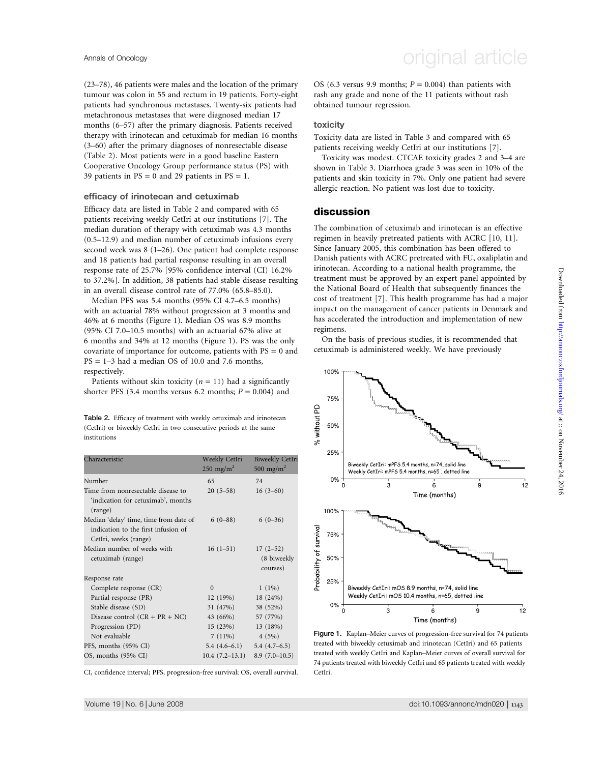(23–78), 46 patients were males and the location of the primary tumour was colon in 55 and rectum in 19 patients. Forty-eight patients had synchronous metastases. Twenty-six patients had metachronous metastases that were diagnosed median 17 months (6–57) after the primary diagnosis. Patients received therapy with irinotecan and cetuximab for median 16 months (3–60) after the primary diagnoses of nonresectable disease (Table 2). Most patients were in a good baseline Eastern Cooperative Oncology Group performance status (PS) with 39 patients in PS = 0 and 29 patients in PS = 1.

### efficacy of irinotecan and cetuximab

Efficacy data are listed in Table 2 and compared with 65 patients receiving weekly CetIri at our institutions [7]. The median duration of therapy with cetuximab was 4.3 months (0.5–12.9) and median number of cetuximab infusions every second week was 8 (1–26). One patient had complete response and 18 patients had partial response resulting in an overall response rate of 25.7% [95% confidence interval (CI) 16.2% to 37.2%]. In addition, 38 patients had stable disease resulting in an overall disease control rate of 77.0% (65.8–85.0).

Median PFS was 5.4 months (95% CI 4.7–6.5 months) with an actuarial 78% without progression at 3 months and 46% at 6 months (Figure 1). Median OS was 8.9 months (95% CI 7.0–10.5 months) with an actuarial 67% alive at 6 months and 34% at 12 months (Figure 1). PS was the only covariate of importance for outcome, patients with PS = 0 and PS = 1–3 had a median OS of 10.0 and 7.6 months, respectively.

Patients without skin toxicity ($n = 11$) had a significantly shorter PFS (3.4 months versus 6.2 months; $P = 0.004$) and OS (6.3 versus 9.9 months; $P = 0.004$) than patients with rash any grade and none of the 11 patients without rash obtained tumour regression.

**Table 2.** Efficacy of treatment with weekly cetuximab and irinotecan (CetIri) or biweekly CetIri in two consecutive periods at the same institutions

| Characteristic | Weekly CetIri 250 mg/m$^2$ | Biweekly CetIri 500 mg/m$^2$ |
|---|---|---|
| Number | 65 | 74 |
| Time from nonresectable disease to 'indication for cetuximab', months (range) | 20 (5–58) | 16 (3–60) |
| Median 'delay' time, time from date of indication to the first infusion of CetIri, weeks (range) | 6 (0–88) | 6 (0–36) |
| Median number of weeks with cetuximab (range) | 16 (1–51) | 17 (2–52) (8 biweekly courses) |
| Response rate | | |
| Complete response (CR) | 0 | 1 (1%) |
| Partial response (PR) | 12 (19%) | 18 (24%) |
| Stable disease (SD) | 31 (47%) | 38 (52%) |
| Disease control (CR + PR + NC) | 43 (66%) | 57 (77%) |
| Progression (PD) | 15 (23%) | 13 (18%) |
| Not evaluable | 7 (11%) | 4 (5%) |
| PFS, months (95% CI) | 5.4 (4.6–6.1) | 5.4 (4.7–6.5) |
| OS, months (95% CI) | 10.4 (7.2–13.1) | 8.9 (7.0–10.5) |

CI, confidence interval; PFS, progression-free survival; OS, overall survival.

### toxicity

Toxicity data are listed in Table 3 and compared with 65 patients receiving weekly CetIri at our institutions [7].

Toxicity was modest. CTCAE toxicity grades 2 and 3–4 are shown in Table 3. Diarrhoea grade 3 was seen in 10% of the patients and skin toxicity in 7%. Only one patient had severe allergic reaction. No patient was lost due to toxicity.

## discussion

The combination of cetuximab and irinotecan is an effective regimen in heavily pretreated patients with ACRC [10, 11]. Since January 2005, this combination has been offered to Danish patients with ACRC pretreated with FU, oxaliplatin and irinotecan. According to a national health programme, the treatment must be approved by an expert panel appointed by the National Board of Health that subsequently finances the cost of treatment [7]. This health programme has had a major impact on the management of cancer patients in Denmark and has accelerated the introduction and implementation of new regimens.

On the basis of previous studies, it is recommended that cetuximab is administered weekly. We have previously

**Figure 1.** Kaplan–Meier curves of progression-free survival for 74 patients treated with biweekly cetuximab and irinotecan (CetIri) and 65 patients treated with weekly CetIri and Kaplan–Meier curves of overall survival for 74 patients treated with biweekly CetIri and 65 patients treated with weekly CetIri.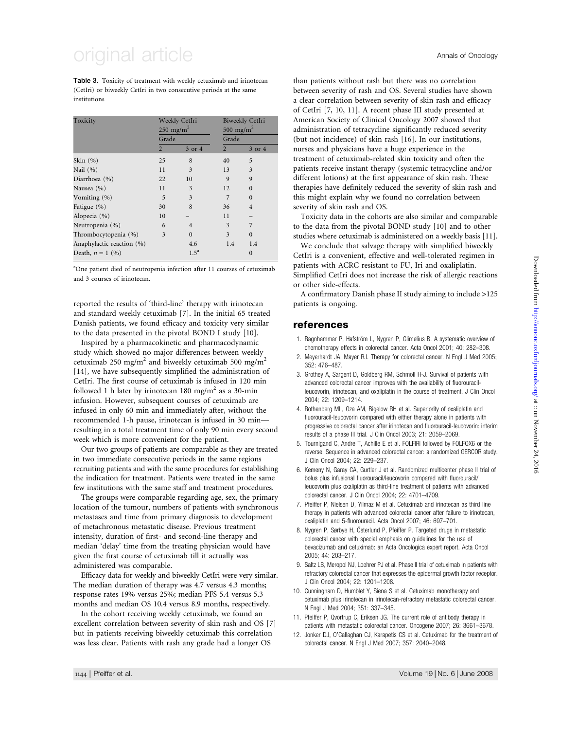**Table 3.** Toxicity of treatment with weekly cetuximab and irinotecan (CetIri) or biweekly CetIri in two consecutive periods at the same institutions

| Toxicity | Weekly CetIri 250 mg/m$^2$ | | Biweekly CetIri 500 mg/m$^2$ | |
|---|---|---|---|---|
| | Grade | | Grade | |
| | 2 | 3 or 4 | 2 | 3 or 4 |
| Skin (%) | 25 | 8 | 40 | 5 |
| Nail (%) | 11 | 3 | 13 | 3 |
| Diarrhoea (%) | 22 | 10 | 9 | 9 |
| Nausea (%) | 11 | 3 | 12 | 0 |
| Vomiting (%) | 5 | 3 | 7 | 0 |
| Fatigue (%) | 30 | 8 | 36 | 4 |
| Alopecia (%) | 10 | – | 11 | – |
| Neutropenia (%) | 6 | 4 | 3 | 7 |
| Thrombocytopenia (%) | 3 | 0 | 3 | 0 |
| Anaphylactic reaction (%) | | 4.6 | 1.4 | 1.4 |
| Death, $n = 1$ (%) | | 1.5[a] | | 0 |

[a]One patient died of neutropenia infection after 11 courses of cetuximab and 3 courses of irinotecan.

reported the results of 'third-line' therapy with irinotecan and standard weekly cetuximab [7]. In the initial 65 treated Danish patients, we found efficacy and toxicity very similar to the data presented in the pivotal BOND I study [10].

Inspired by a pharmacokinetic and pharmacodynamic study which showed no major differences between weekly cetuximab 250 mg/m$^2$ and biweekly cetuximab 500 mg/m$^2$ [14], we have subsequently simplified the administration of CetIri. The first course of cetuximab is infused in 120 min followed 1 h later by irinotecan 180 mg/m$^2$ as a 30-min infusion. However, subsequent courses of cetuximab are infused in only 60 min and immediately after, without the recommended 1-h pause, irinotecan is infused in 30 min—resulting in a total treatment time of only 90 min every second week which is more convenient for the patient.

Our two groups of patients are comparable as they are treated in two immediate consecutive periods in the same regions recruiting patients and with the same procedures for establishing the indication for treatment. Patients were treated in the same few institutions with the same staff and treatment procedures.

The groups were comparable regarding age, sex, the primary location of the tumour, numbers of patients with synchronous metastases and time from primary diagnosis to development of metachronous metastatic disease. Previous treatment intensity, duration of first- and second-line therapy and median 'delay' time from the treating physician would have given the first course of cetuximab till it actually was administered was comparable.

Efficacy data for weekly and biweekly CetIri were very similar. The median duration of therapy was 4.7 versus 4.3 months; response rates 19% versus 25%; median PFS 5.4 versus 5.3 months and median OS 10.4 versus 8.9 months, respectively.

In the cohort receiving weekly cetuximab, we found an excellent correlation between severity of skin rash and OS [7] but in patients receiving biweekly cetuximab this correlation was less clear. Patients with rash any grade had a longer OS than patients without rash but there was no correlation between severity of rash and OS. Several studies have shown a clear correlation between severity of skin rash and efficacy of CetIri [7, 10, 11]. A recent phase III study presented at American Society of Clinical Oncology 2007 showed that administration of tetracycline significantly reduced severity (but not incidence) of skin rash [16]. In our institutions, nurses and physicians have a huge experience in the treatment of cetuximab-related skin toxicity and often the patients receive instant therapy (systemic tetracycline and/or different lotions) at the first appearance of skin rash. These therapies have definitely reduced the severity of skin rash and this might explain why we found no correlation between severity of skin rash and OS.

Toxicity data in the cohorts are also similar and comparable to the data from the pivotal BOND study [10] and to other studies where cetuximab is administered on a weekly basis [11].

We conclude that salvage therapy with simplified biweekly CetIri is a convenient, effective and well-tolerated regimen in patients with ACRC resistant to FU, Iri and oxaliplatin. Simplified CetIri does not increase the risk of allergic reactions or other side-effects.

A confirmatory Danish phase II study aiming to include >125 patients is ongoing.

## references

1. Ragnhammar P, Hafström L, Nygren P, Glimelius B. A systematic overview of chemotherapy effects in colorectal cancer. Acta Oncol 2001; 40: 282–308.
2. Meyerhardt JA, Mayer RJ. Therapy for colorectal cancer. N Engl J Med 2005; 352: 476–487.
3. Grothey A, Sargent D, Goldberg RM, Schmoll H-J. Survival of patients with advanced colorectal cancer improves with the availability of fluorouracil-leucovorin, irinotecan, and oxaliplatin in the course of treatment. J Clin Oncol 2004; 22: 1209–1214.
4. Rothenberg ML, Oza AM, Bigelow RH et al. Superiority of oxaliplatin and fluorouracil-leucovorin compared with either therapy alone in patients with progressive colorectal cancer after irinotecan and fluorouracil-leucovorin: interim results of a phase III trial. J Clin Oncol 2003; 21: 2059–2069.
5. Tournigand C, Andre T, Achille E et al. FOLFIRI followed by FOLFOX6 or the reverse. Sequence in advanced colorectal cancer: a randomized GERCOR study. J Clin Oncol 2004; 22: 229–237.
6. Kemeny N, Garay CA, Gurtler J et al. Randomized multicenter phase II trial of bolus plus infusional fluorouracil/leucovorin compared with fluorouracil/leucovorin plus oxaliplatin as third-line treatment of patients with advanced colorectal cancer. J Clin Oncol 2004; 22: 4701–4709.
7. Pfeiffer P, Nielsen D, Yilmaz M et al. Cetuximab and irinotecan as third line therapy in patients with advanced colorectal cancer after failure to irinotecan, oxaliplatin and 5-fluorouracil. Acta Oncol 2007; 46: 697–701.
8. Nygren P, Sørbye H, Österlund P, Pfeiffer P. Targeted drugs in metastatic colorectal cancer with special emphasis on guidelines for the use of bevacizumab and cetuximab: an Acta Oncologica expert report. Acta Oncol 2005; 44: 203–217.
9. Saltz LB, Meropol NJ, Loehrer PJ et al. Phase II trial of cetuximab in patients with refractory colorectal cancer that expresses the epidermal growth factor receptor. J Clin Oncol 2004; 22: 1201–1208.
10. Cunningham D, Humblet Y, Siena S et al. Cetuximab monotherapy and cetuximab plus irinotecan in irinotecan-refractory metastatic colorectal cancer. N Engl J Med 2004; 351: 337–345.
11. Pfeiffer P, Qvortrup C, Eriksen JG. The current role of antibody therapy in patients with metastatic colorectal cancer. Oncogene 2007; 26: 3661–3678.
12. Jonker DJ, O'Callaghan CJ, Karapetis CS et al. Cetuximab for the treatment of colorectal cancer. N Engl J Med 2007; 357: 2040–2048.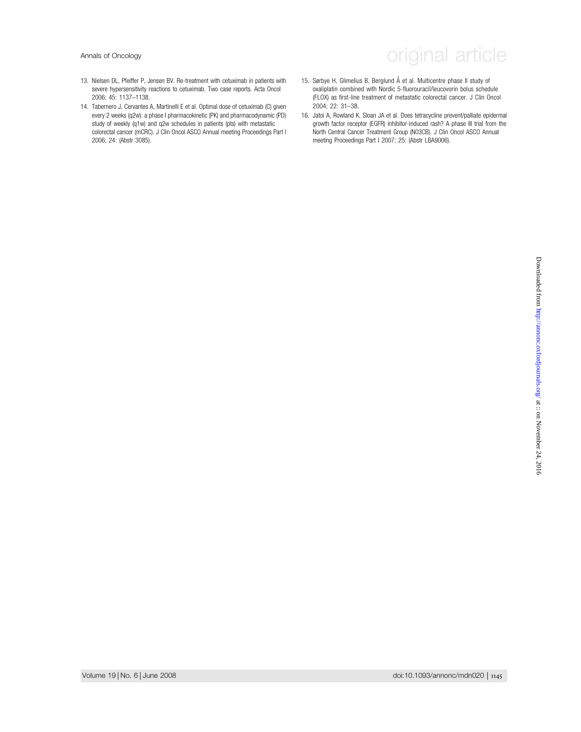13. Nielsen DL, Pfeiffer P, Jensen BV. Re-treatment with cetuximab in patients with severe hypersensitivity reactions to cetuximab. Two case reports. Acta Oncol 2006; 45: 1137–1138.
14. Tabernero J, Cervantes A, Martinelli E et al. Optimal dose of cetuximab (C) given every 2 weeks (q2w): a phase I pharmacokinetic (PK) and pharmacodynamic (PD) study of weekly (q1w) and q2w schedules in patients (pts) with metastatic colorectal cancer (mCRC). J Clin Oncol ASCO Annual meeting Proceedings Part I 2006; 24: (Abstr 3085).
15. Sørbye H, Glimelius B, Berglund Å et al. Multicentre phase II study of oxaliplatin combined with Nordic 5-fluorouracil/leucovorin bolus schedule (FLOX) as first-line treatment of metastatic colorectal cancer. J Clin Oncol 2004; 22: 31–38.
16. Jatoi A, Rowland K, Sloan JA et al. Does tetracycline prevent/palliate epidermal growth factor receptor (EGFR) inhibitor-induced rash? A phase III trial from the North Central Cancer Treatment Group (N03CB). J Clin Oncol ASCO Annual meeting Proceedings Part I 2007; 25: (Abstr LBA9006).